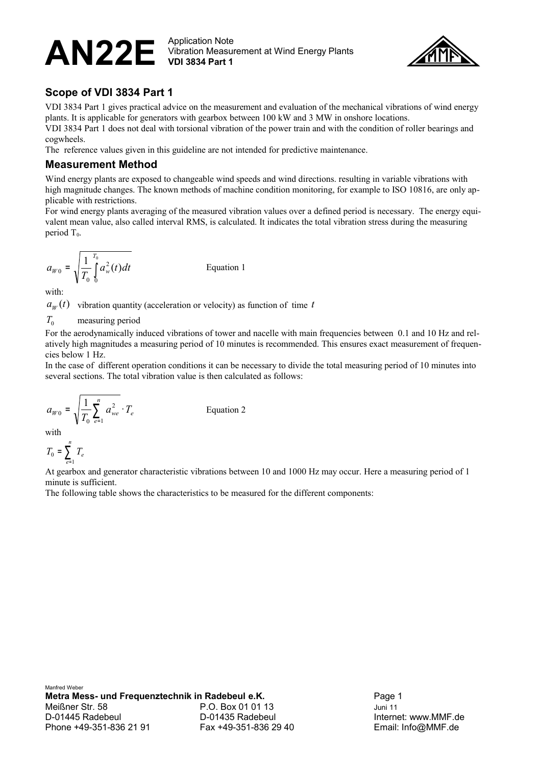# AN22E

Application Note
Vibration Measurement at Wind Energy Plants
**VDI 3834 Part 1**

## Scope of VDI 3834 Part 1

VDI 3834 Part 1 gives practical advice on the measurement and evaluation of the mechanical vibrations of wind energy plants. It is applicable for generators with gearbox between 100 kW and 3 MW in onshore locations.
VDI 3834 Part 1 does not deal with torsional vibration of the power train and with the condition of roller bearings and cogwheels.
The reference values given in this guideline are not intended for predictive maintenance.

## Measurement Method

Wind energy plants are exposed to changeable wind speeds and wind directions. resulting in variable vibrations with high magnitude changes. The known methods of machine condition monitoring, for example to ISO 10816, are only applicable with restrictions.
For wind energy plants averaging of the measured vibration values over a defined period is necessary. The energy equivalent mean value, also called interval RMS, is calculated. It indicates the total vibration stress during the measuring period $T_0$.

$$a_{W0} = \sqrt{\frac{1}{T_0}\int_0^{T_0} a_w^2(t)dt} \qquad \text{Equation 1}$$

with:

$a_W(t)$ vibration quantity (acceleration or velocity) as function of time $t$

$T_0$ measuring period

For the aerodynamically induced vibrations of tower and nacelle with main frequencies between 0.1 and 10 Hz and relatively high magnitudes a measuring period of 10 minutes is recommended. This ensures exact measurement of frequencies below 1 Hz.
In the case of different operation conditions it can be necessary to divide the total measuring period of 10 minutes into several sections. The total vibration value is then calculated as follows:

$$a_{W0} = \sqrt{\frac{1}{T_0}\sum_{e=1}^{n} a_{we}^2 \cdot T_e} \qquad \text{Equation 2}$$

with

$$T_0 = \sum_{e=1}^{n} T_e$$

At gearbox and generator characteristic vibrations between 10 and 1000 Hz may occur. Here a measuring period of 1 minute is sufficient.
The following table shows the characteristics to be measured for the different components: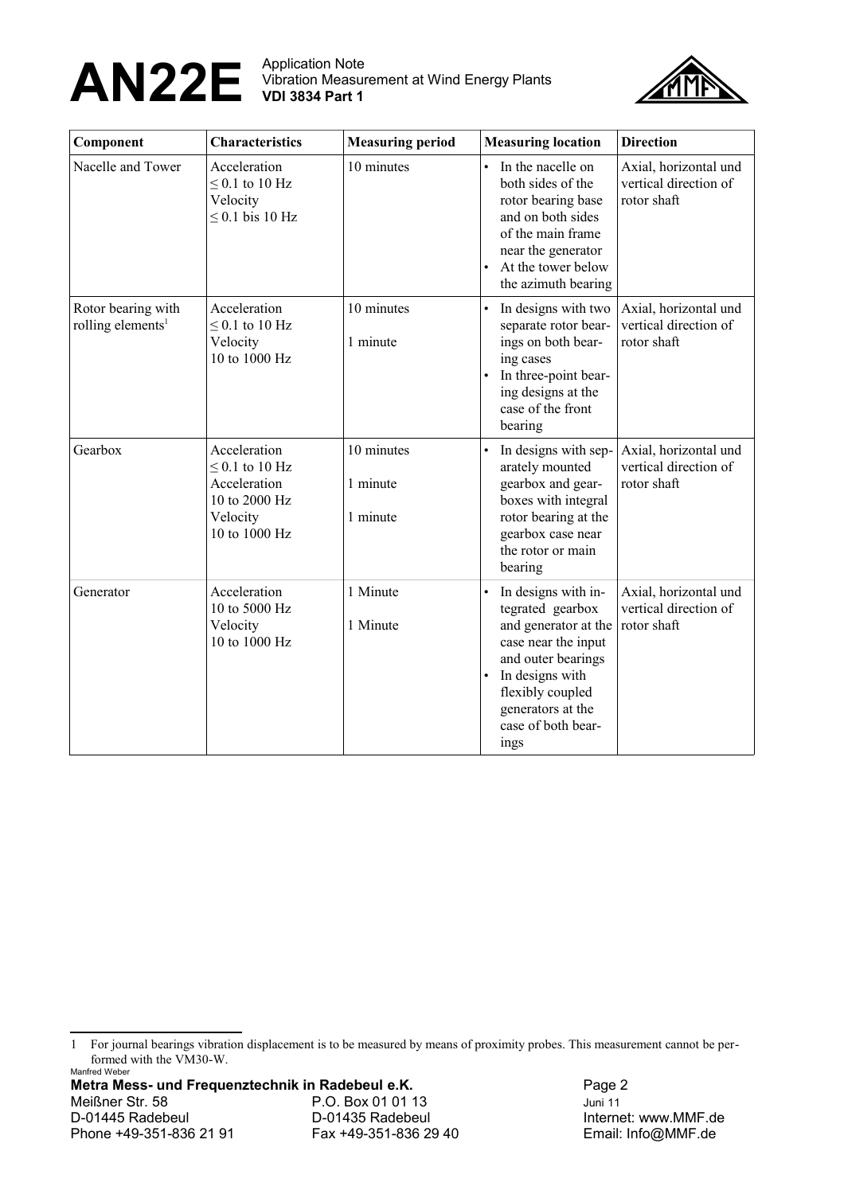| Component | Characteristics | Measuring period | Measuring location | Direction |
|---|---|---|---|---|
| Nacelle and Tower | Acceleration ≤ 0.1 to 10 Hz<br>Velocity ≤ 0.1 bis 10 Hz | 10 minutes | • In the nacelle on both sides of the rotor bearing base and on both sides of the main frame near the generator<br>• At the tower below the azimuth bearing | Axial, horizontal und vertical direction of rotor shaft |
| Rotor bearing with rolling elements[1] | Acceleration ≤ 0.1 to 10 Hz<br>Velocity 10 to 1000 Hz | 10 minutes<br>1 minute | • In designs with two separate rotor bearings on both bearing cases<br>• In three-point bearing designs at the case of the front bearing | Axial, horizontal und vertical direction of rotor shaft |
| Gearbox | Acceleration ≤ 0.1 to 10 Hz<br>Acceleration 10 to 2000 Hz<br>Velocity 10 to 1000 Hz | 10 minutes<br>1 minute<br>1 minute | • In designs with separately mounted gearbox and gearboxes with integral rotor bearing at the gearbox case near the rotor or main bearing | Axial, horizontal und vertical direction of rotor shaft |
| Generator | Acceleration 10 to 5000 Hz<br>Velocity 10 to 1000 Hz | 1 Minute<br>1 Minute | • In designs with integrated gearbox and generator at the case near the input and outer bearings<br>• In designs with flexibly coupled generators at the case of both bearings | Axial, horizontal und vertical direction of rotor shaft |

1 For journal bearings vibration displacement is to be measured by means of proximity probes. This measurement cannot be performed with the VM30-W.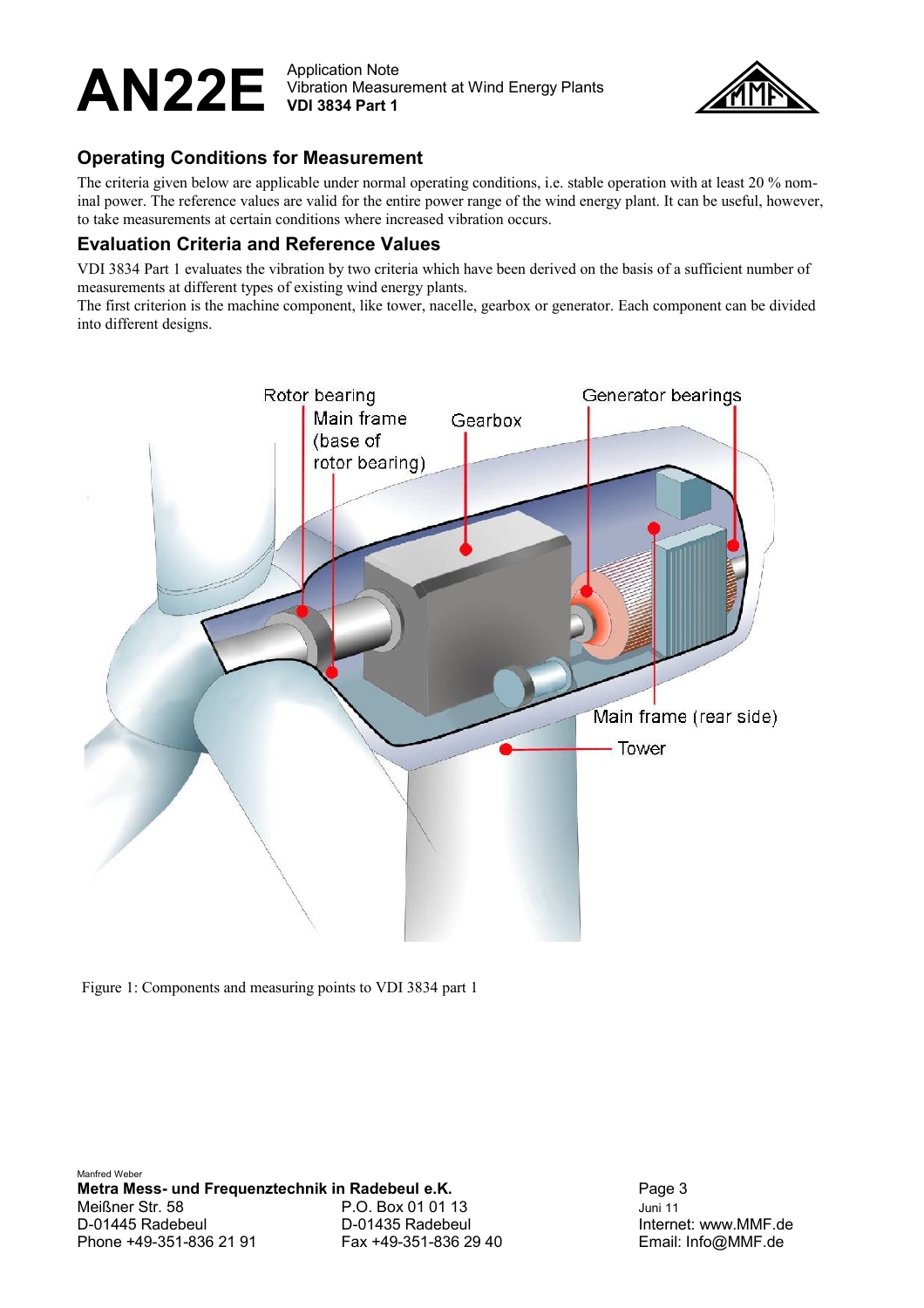## Operating Conditions for Measurement

The criteria given below are applicable under normal operating conditions, i.e. stable operation with at least 20 % nominal power. The reference values are valid for the entire power range of the wind energy plant. It can be useful, however, to take measurements at certain conditions where increased vibration occurs.

## Evaluation Criteria and Reference Values

VDI 3834 Part 1 evaluates the vibration by two criteria which have been derived on the basis of a sufficient number of measurements at different types of existing wind energy plants.

The first criterion is the machine component, like tower, nacelle, gearbox or generator. Each component can be divided into different designs.

Figure 1: Components and measuring points to VDI 3834 part 1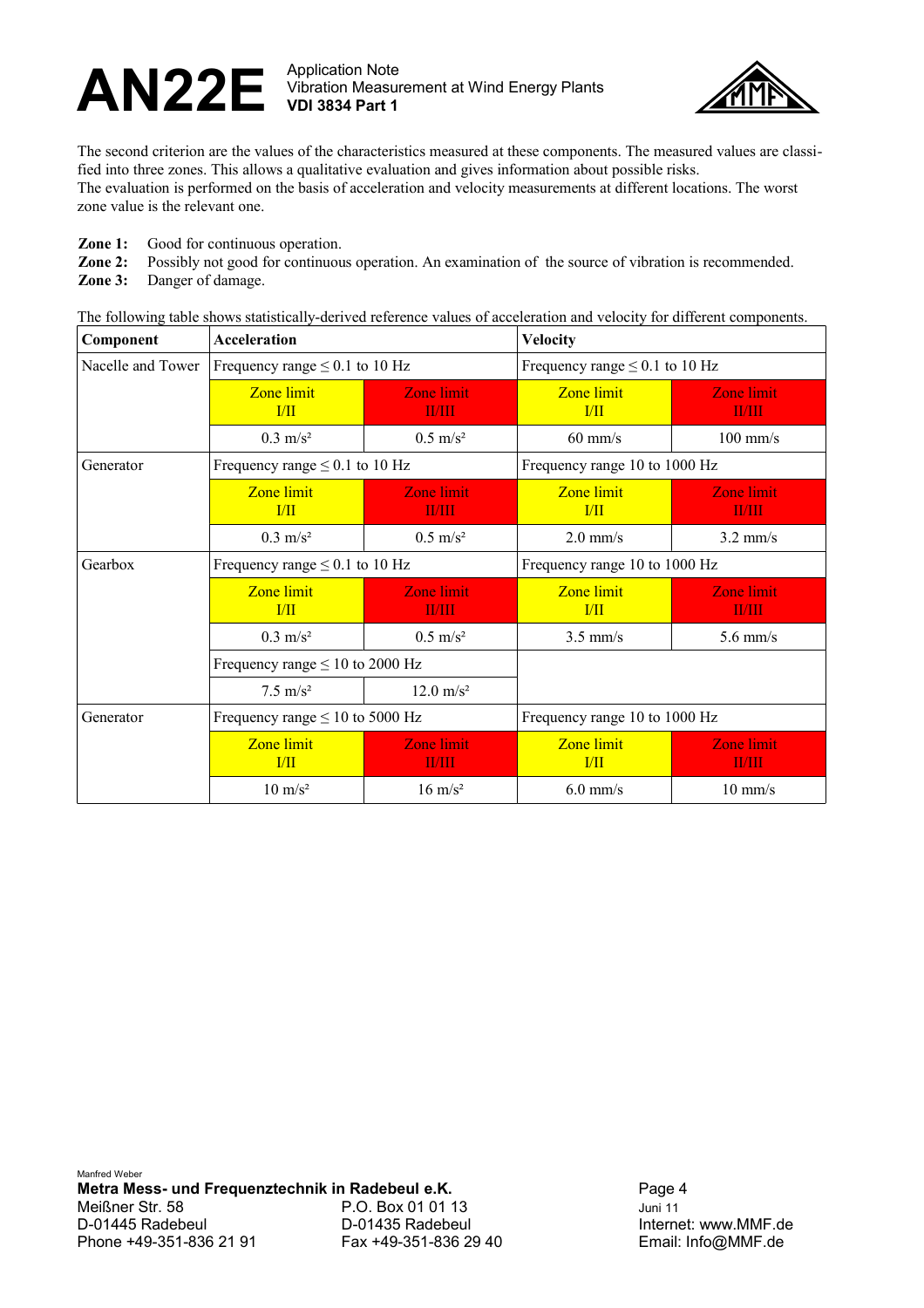The second criterion are the values of the characteristics measured at these components. The measured values are classified into three zones. This allows a qualitative evaluation and gives information about possible risks.
The evaluation is performed on the basis of acceleration and velocity measurements at different locations. The worst zone value is the relevant one.

**Zone 1:** Good for continuous operation.
**Zone 2:** Possibly not good for continuous operation. An examination of the source of vibration is recommended.
**Zone 3:** Danger of damage.

The following table shows statistically-derived reference values of acceleration and velocity for different components.

| Component | Acceleration | | Velocity | |
|---|---|---|---|---|
| Nacelle and Tower | Frequency range ≤ 0.1 to 10 Hz | | Frequency range ≤ 0.1 to 10 Hz | |
| | Zone limit I/II | Zone limit II/III | Zone limit I/II | Zone limit II/III |
| | 0.3 m/s² | 0.5 m/s² | 60 mm/s | 100 mm/s |
| Generator | Frequency range ≤ 0.1 to 10 Hz | | Frequency range 10 to 1000 Hz | |
| | Zone limit I/II | Zone limit II/III | Zone limit I/II | Zone limit II/III |
| | 0.3 m/s² | 0.5 m/s² | 2.0 mm/s | 3.2 mm/s |
| Gearbox | Frequency range ≤ 0.1 to 10 Hz | | Frequency range 10 to 1000 Hz | |
| | Zone limit I/II | Zone limit II/III | Zone limit I/II | Zone limit II/III |
| | 0.3 m/s² | 0.5 m/s² | 3.5 mm/s | 5.6 mm/s |
| | Frequency range ≤ 10 to 2000 Hz | | | |
| | 7.5 m/s² | 12.0 m/s² | | |
| Generator | Frequency range ≤ 10 to 5000 Hz | | Frequency range 10 to 1000 Hz | |
| | Zone limit I/II | Zone limit II/III | Zone limit I/II | Zone limit II/III |
| | 10 m/s² | 16 m/s² | 6.0 mm/s | 10 mm/s |